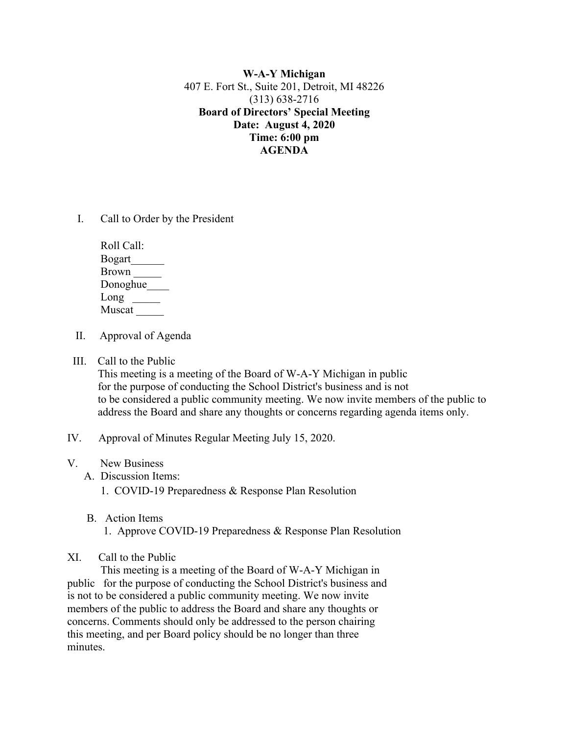**W-A-Y Michigan**
407 E. Fort St., Suite 201, Detroit, MI 48226
(313) 638-2716
**Board of Directors' Special Meeting**
**Date: August 4, 2020**
**Time: 6:00 pm**
**AGENDA**

I. Call to Order by the President

Roll Call:
Bogart______
Brown _____
Donoghue____
Long _____
Muscat _____

II. Approval of Agenda

III. Call to the Public
This meeting is a meeting of the Board of W-A-Y Michigan in public for the purpose of conducting the School District's business and is not to be considered a public community meeting. We now invite members of the public to address the Board and share any thoughts or concerns regarding agenda items only.

IV. Approval of Minutes Regular Meeting July 15, 2020.

V. New Business

A. Discussion Items:
1. COVID-19 Preparedness & Response Plan Resolution

B. Action Items
1. Approve COVID-19 Preparedness & Response Plan Resolution

XI. Call to the Public
This meeting is a meeting of the Board of W-A-Y Michigan in public for the purpose of conducting the School District's business and is not to be considered a public community meeting. We now invite members of the public to address the Board and share any thoughts or concerns. Comments should only be addressed to the person chairing this meeting, and per Board policy should be no longer than three minutes.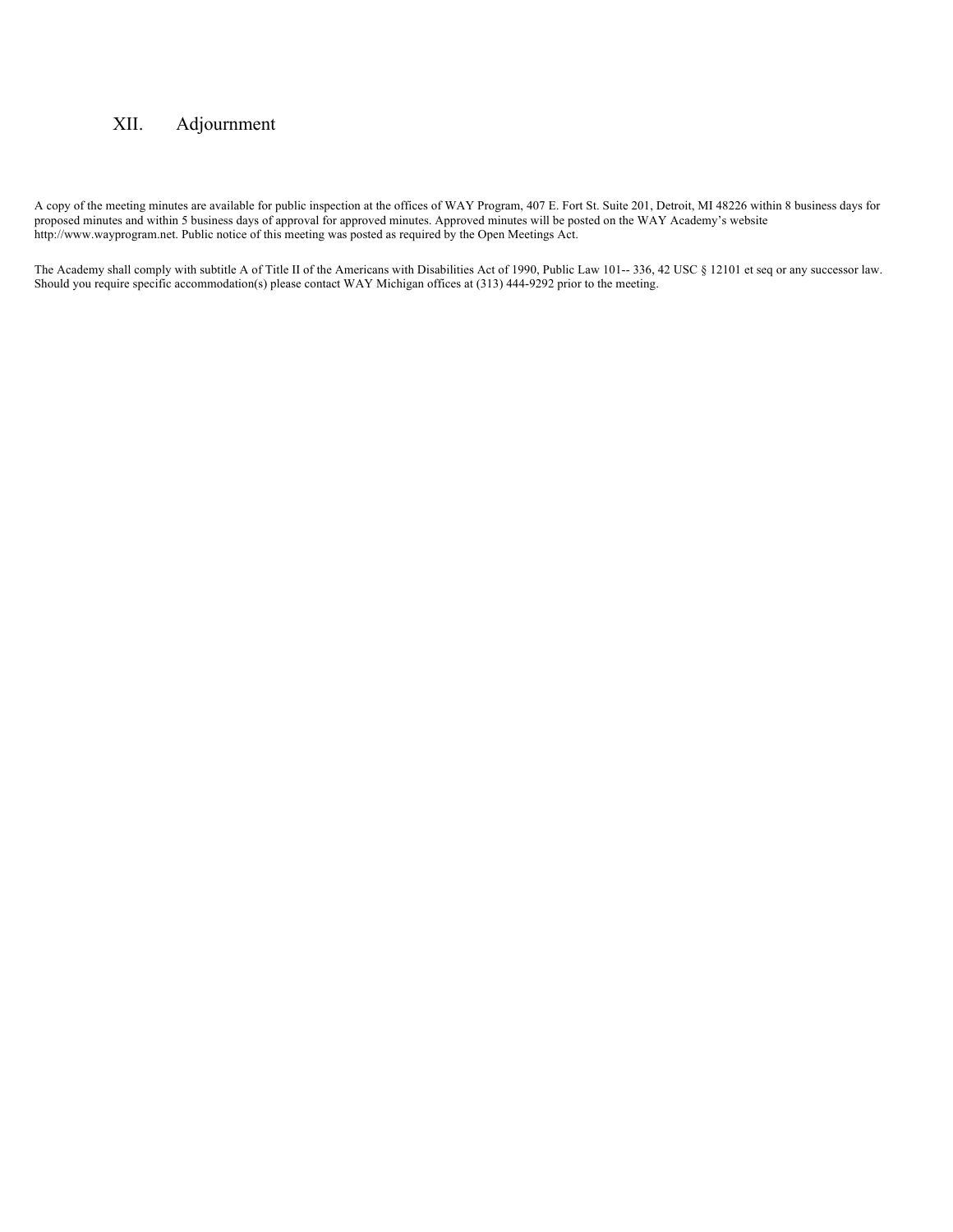XII. Adjournment

A copy of the meeting minutes are available for public inspection at the offices of WAY Program, 407 E. Fort St. Suite 201, Detroit, MI 48226 within 8 business days for proposed minutes and within 5 business days of approval for approved minutes. Approved minutes will be posted on the WAY Academy's website http://www.wayprogram.net. Public notice of this meeting was posted as required by the Open Meetings Act.

The Academy shall comply with subtitle A of Title II of the Americans with Disabilities Act of 1990, Public Law 101-- 336, 42 USC § 12101 et seq or any successor law. Should you require specific accommodation(s) please contact WAY Michigan offices at (313) 444-9292 prior to the meeting.